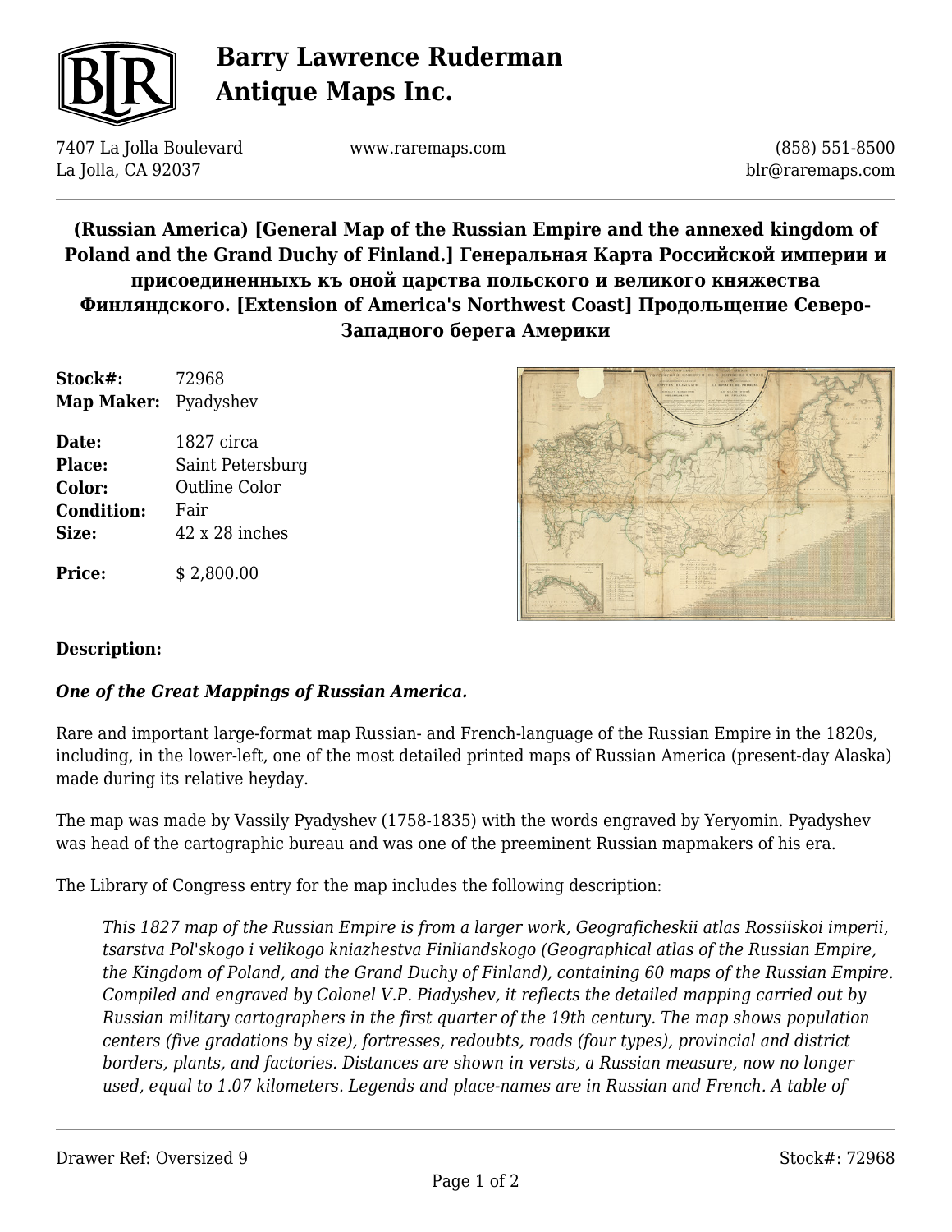# Barry Lawrence Ruderman Antique Maps Inc.

7407 La Jolla Boulevard
La Jolla, CA 92037

www.raremaps.com

(858) 551-8500
blr@raremaps.com

## (Russian America) [General Map of the Russian Empire and the annexed kingdom of Poland and the Grand Duchy of Finland.] Генеральная Карта Российской империи и присоединенныхъ къ оной царства польского и великого княжества Финляндского. [Extension of America's Northwest Coast] Продольщение Северо-Западного берега Америки

**Stock#:** 72968
**Map Maker:** Pyadyshev

**Date:** 1827 circa
**Place:** Saint Petersburg
**Color:** Outline Color
**Condition:** Fair
**Size:** 42 x 28 inches

**Price:** $ 2,800.00

### Description:

***One of the Great Mappings of Russian America.***

Rare and important large-format map Russian- and French-language of the Russian Empire in the 1820s, including, in the lower-left, one of the most detailed printed maps of Russian America (present-day Alaska) made during its relative heyday.

The map was made by Vassily Pyadyshev (1758-1835) with the words engraved by Yeryomin. Pyadyshev was head of the cartographic bureau and was one of the preeminent Russian mapmakers of his era.

The Library of Congress entry for the map includes the following description:

> *This 1827 map of the Russian Empire is from a larger work, Geograficheskii atlas Rossiiskoi imperii, tsarstva Pol'skogo i velikogo kniazhestva Finliandskogo (Geographical atlas of the Russian Empire, the Kingdom of Poland, and the Grand Duchy of Finland), containing 60 maps of the Russian Empire. Compiled and engraved by Colonel V.P. Piadyshev, it reflects the detailed mapping carried out by Russian military cartographers in the first quarter of the 19th century. The map shows population centers (five gradations by size), fortresses, redoubts, roads (four types), provincial and district borders, plants, and factories. Distances are shown in versts, a Russian measure, now no longer used, equal to 1.07 kilometers. Legends and place-names are in Russian and French. A table of*

Drawer Ref: Oversized 9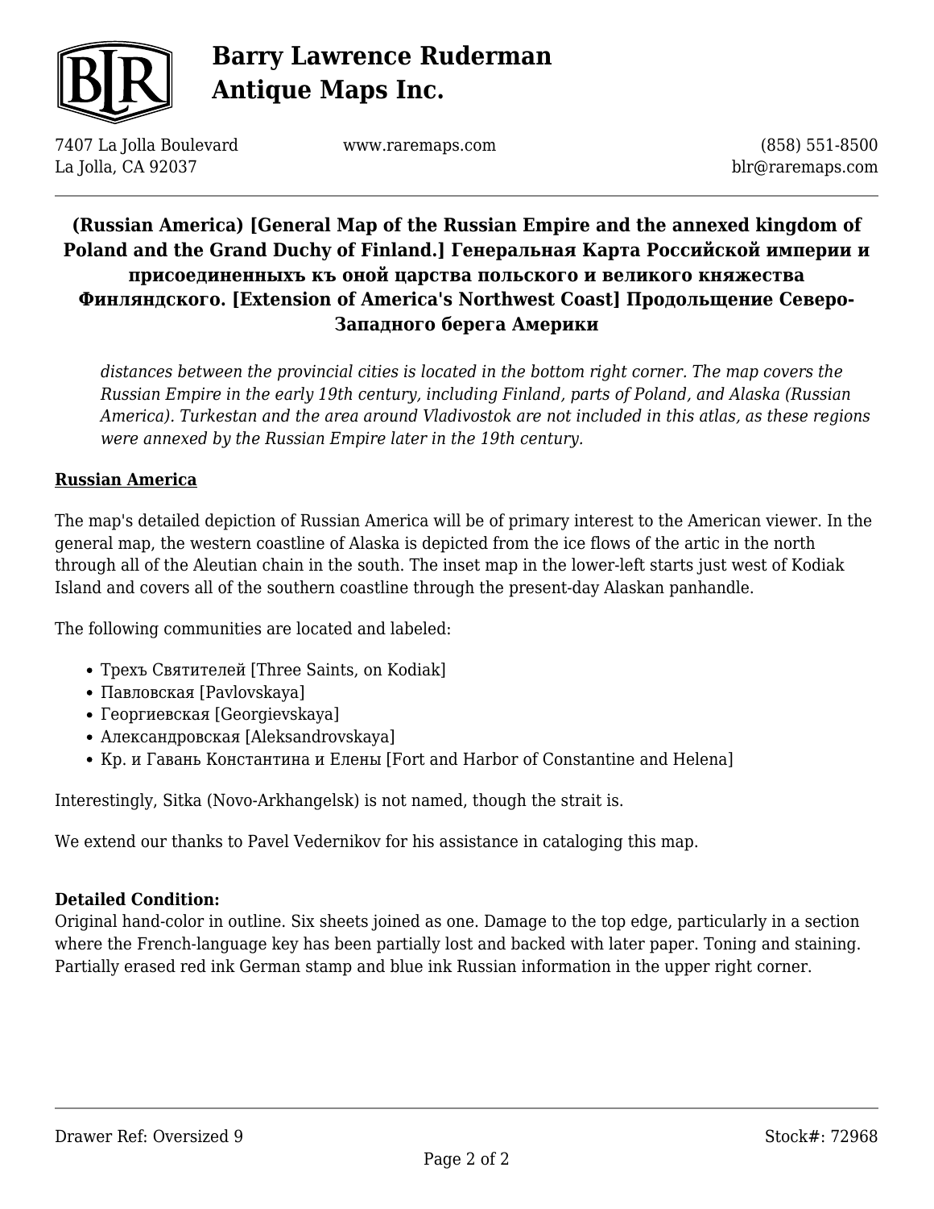**(Russian America) [General Map of the Russian Empire and the annexed kingdom of Poland and the Grand Duchy of Finland.] Генеральная Карта Российской империи и присоединенныхъ къ оной царства польского и великого княжества Финляндского. [Extension of America's Northwest Coast] Продольщение Северо-Западного берега Америки**

*distances between the provincial cities is located in the bottom right corner. The map covers the Russian Empire in the early 19th century, including Finland, parts of Poland, and Alaska (Russian America). Turkestan and the area around Vladivostok are not included in this atlas, as these regions were annexed by the Russian Empire later in the 19th century.*

## Russian America

The map's detailed depiction of Russian America will be of primary interest to the American viewer. In the general map, the western coastline of Alaska is depicted from the ice flows of the artic in the north through all of the Aleutian chain in the south. The inset map in the lower-left starts just west of Kodiak Island and covers all of the southern coastline through the present-day Alaskan panhandle.

The following communities are located and labeled:

- Трехъ Святителей [Three Saints, on Kodiak]
- Павловская [Pavlovskaya]
- Георгиевская [Georgievskaya]
- Александровская [Aleksandrovskaya]
- Кр. и Гавань Константина и Елены [Fort and Harbor of Constantine and Helena]

Interestingly, Sitka (Novo-Arkhangelsk) is not named, though the strait is.

We extend our thanks to Pavel Vedernikov for his assistance in cataloging this map.

**Detailed Condition:**
Original hand-color in outline. Six sheets joined as one. Damage to the top edge, particularly in a section where the French-language key has been partially lost and backed with later paper. Toning and staining. Partially erased red ink German stamp and blue ink Russian information in the upper right corner.